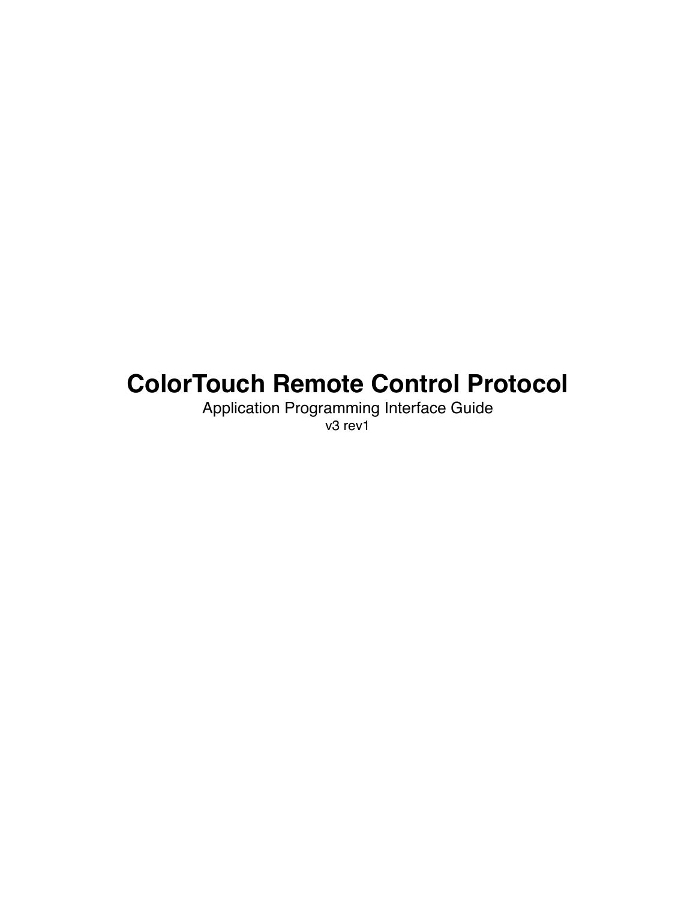# ColorTouch Remote Control Protocol

Application Programming Interface Guide

v3 rev1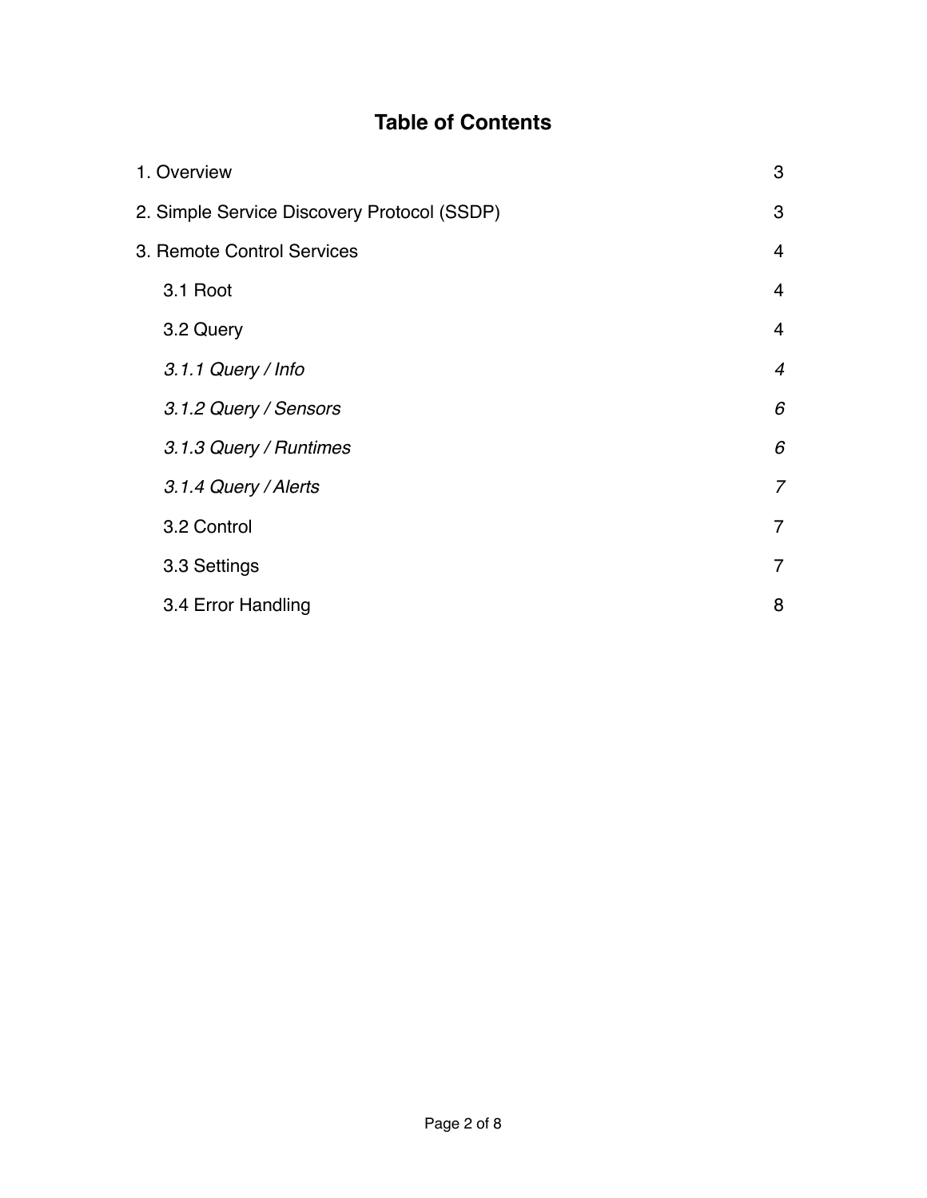## Table of Contents

| | |
|---|---|
| 1. Overview | 3 |
| 2. Simple Service Discovery Protocol (SSDP) | 3 |
| 3. Remote Control Services | 4 |
| 3.1 Root | 4 |
| 3.2 Query | 4 |
| *3.1.1 Query / Info* | *4* |
| *3.1.2 Query / Sensors* | *6* |
| *3.1.3 Query / Runtimes* | *6* |
| *3.1.4 Query / Alerts* | *7* |
| 3.2 Control | 7 |
| 3.3 Settings | 7 |
| 3.4 Error Handling | 8 |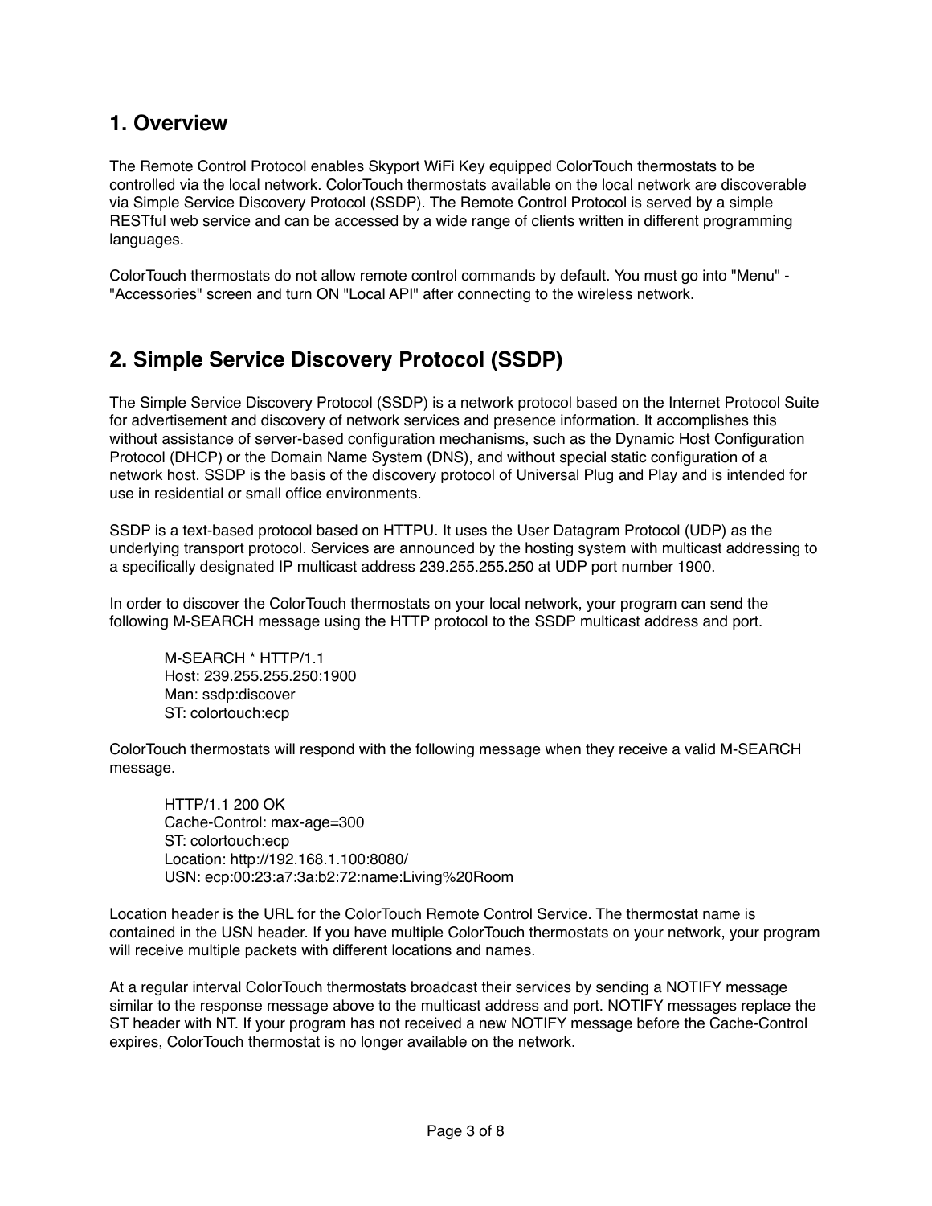## 1. Overview

The Remote Control Protocol enables Skyport WiFi Key equipped ColorTouch thermostats to be controlled via the local network. ColorTouch thermostats available on the local network are discoverable via Simple Service Discovery Protocol (SSDP). The Remote Control Protocol is served by a simple RESTful web service and can be accessed by a wide range of clients written in different programming languages.

ColorTouch thermostats do not allow remote control commands by default. You must go into "Menu" - "Accessories" screen and turn ON "Local API" after connecting to the wireless network.

## 2. Simple Service Discovery Protocol (SSDP)

The Simple Service Discovery Protocol (SSDP) is a network protocol based on the Internet Protocol Suite for advertisement and discovery of network services and presence information. It accomplishes this without assistance of server-based configuration mechanisms, such as the Dynamic Host Configuration Protocol (DHCP) or the Domain Name System (DNS), and without special static configuration of a network host. SSDP is the basis of the discovery protocol of Universal Plug and Play and is intended for use in residential or small office environments.

SSDP is a text-based protocol based on HTTPU. It uses the User Datagram Protocol (UDP) as the underlying transport protocol. Services are announced by the hosting system with multicast addressing to a specifically designated IP multicast address 239.255.255.250 at UDP port number 1900.

In order to discover the ColorTouch thermostats on your local network, your program can send the following M-SEARCH message using the HTTP protocol to the SSDP multicast address and port.

```
M-SEARCH * HTTP/1.1
Host: 239.255.255.250:1900
Man: ssdp:discover
ST: colortouch:ecp
```

ColorTouch thermostats will respond with the following message when they receive a valid M-SEARCH message.

```
HTTP/1.1 200 OK
Cache-Control: max-age=300
ST: colortouch:ecp
Location: http://192.168.1.100:8080/
USN: ecp:00:23:a7:3a:b2:72:name:Living%20Room
```

Location header is the URL for the ColorTouch Remote Control Service. The thermostat name is contained in the USN header. If you have multiple ColorTouch thermostats on your network, your program will receive multiple packets with different locations and names.

At a regular interval ColorTouch thermostats broadcast their services by sending a NOTIFY message similar to the response message above to the multicast address and port. NOTIFY messages replace the ST header with NT. If your program has not received a new NOTIFY message before the Cache-Control expires, ColorTouch thermostat is no longer available on the network.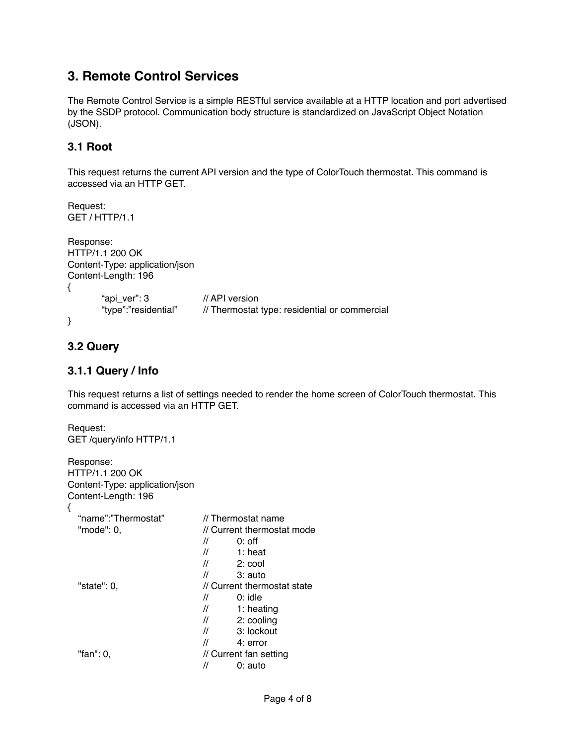## 3. Remote Control Services

The Remote Control Service is a simple RESTful service available at a HTTP location and port advertised by the SSDP protocol. Communication body structure is standardized on JavaScript Object Notation (JSON).

### 3.1 Root

This request returns the current API version and the type of ColorTouch thermostat. This command is accessed via an HTTP GET.

Request:

```
GET / HTTP/1.1
```

Response:

```
HTTP/1.1 200 OK
Content-Type: application/json
Content-Length: 196
{
        “api_ver”: 3                // API version
        “type”:”residential”        // Thermostat type: residential or commercial
}
```

### 3.2 Query

### 3.1.1 Query / Info

This request returns a list of settings needed to render the home screen of ColorTouch thermostat. This command is accessed via an HTTP GET.

Request:

```
GET /query/info HTTP/1.1
```

Response:

```
HTTP/1.1 200 OK
Content-Type: application/json
Content-Length: 196
{
   “name”:”Thermostat”          // Thermostat name
   "mode": 0,                   // Current thermostat mode
                                //       0: off
                                //       1: heat
                                //       2: cool
                                //       3: auto
   "state": 0,                  // Current thermostat state
                                //       0: idle
                                //       1: heating
                                //       2: cooling
                                //       3: lockout
                                //       4: error
   "fan": 0,                    // Current fan setting
                                //       0: auto
```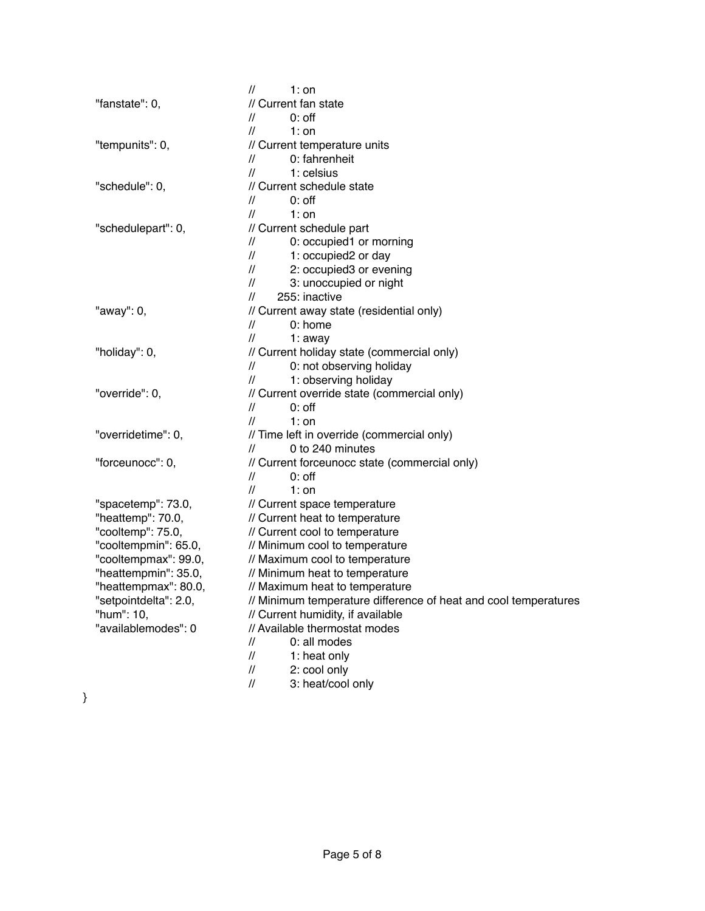```
                                //      1: on
    "fanstate": 0,              // Current fan state
                                //      0: off
                                //      1: on
    "tempunits": 0,             // Current temperature units
                                //      0: fahrenheit
                                //      1: celsius
    "schedule": 0,              // Current schedule state
                                //      0: off
                                //      1: on
    "schedulepart": 0,          // Current schedule part
                                //      0: occupied1 or morning
                                //      1: occupied2 or day
                                //      2: occupied3 or evening
                                //      3: unoccupied or night
                                //    255: inactive
    "away": 0,                  // Current away state (residential only)
                                //      0: home
                                //      1: away
    "holiday": 0,               // Current holiday state (commercial only)
                                //      0: not observing holiday
                                //      1: observing holiday
    "override": 0,              // Current override state (commercial only)
                                //      0: off
                                //      1: on
    "overridetime": 0,          // Time left in override (commercial only)
                                //      0 to 240 minutes
    "forceunocc": 0,            // Current forceunocc state (commercial only)
                                //      0: off
                                //      1: on
    "spacetemp": 73.0,          // Current space temperature
    "heattemp": 70.0,           // Current heat to temperature
    "cooltemp": 75.0,           // Current cool to temperature
    "cooltempmin": 65.0,        // Minimum cool to temperature
    "cooltempmax": 99.0,        // Maximum cool to temperature
    "heattempmin": 35.0,        // Minimum heat to temperature
    "heattempmax": 80.0,        // Maximum heat to temperature
    "setpointdelta": 2.0,       // Minimum temperature difference of heat and cool temperatures
    "hum": 10,                  // Current humidity, if available
    "availablemodes": 0         // Available thermostat modes
                                //      0: all modes
                                //      1: heat only
                                //      2: cool only
                                //      3: heat/cool only
}
```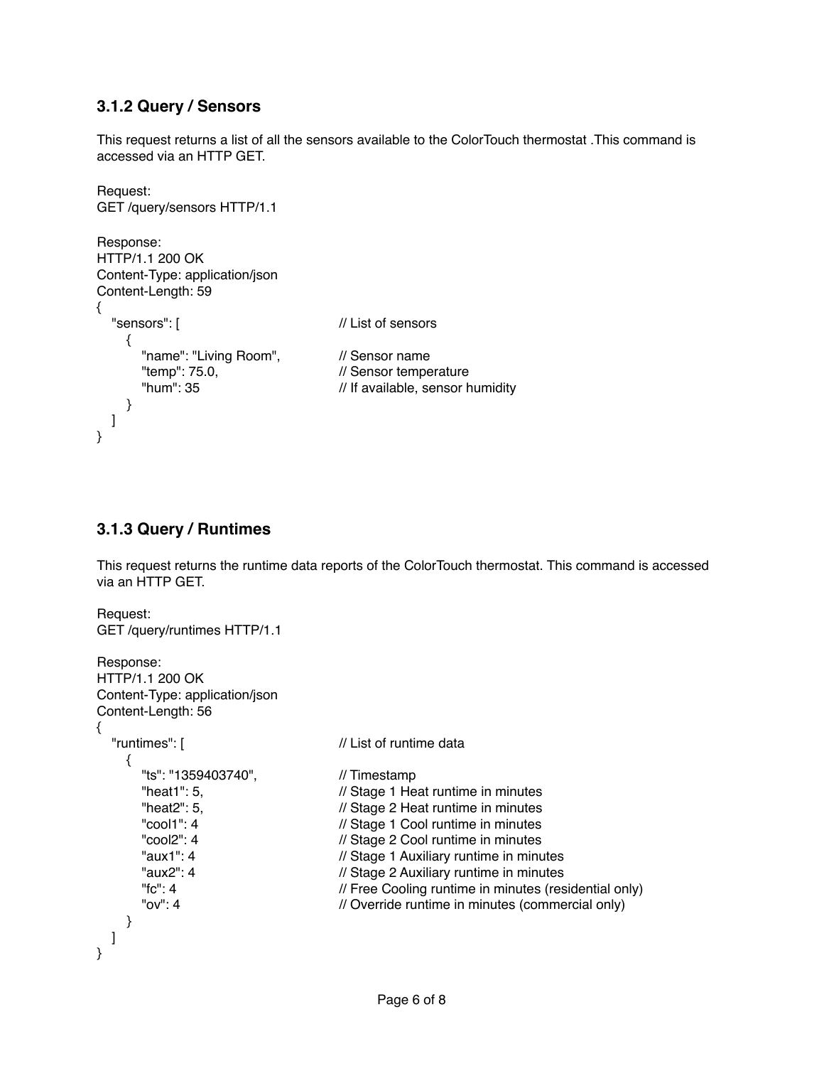### 3.1.2 Query / Sensors

This request returns a list of all the sensors available to the ColorTouch thermostat .This command is accessed via an HTTP GET.

Request:
GET /query/sensors HTTP/1.1

Response:

```
HTTP/1.1 200 OK
Content-Type: application/json
Content-Length: 59
{
   "sensors": [                        // List of sensors
      {
         "name": "Living Room",        // Sensor name
         "temp": 75.0,                 // Sensor temperature
         "hum": 35                     // If available, sensor humidity
      }
   ]
}
```

### 3.1.3 Query / Runtimes

This request returns the runtime data reports of the ColorTouch thermostat. This command is accessed via an HTTP GET.

Request:
GET /query/runtimes HTTP/1.1

Response:

```
HTTP/1.1 200 OK
Content-Type: application/json
Content-Length: 56
{
   "runtimes": [                       // List of runtime data
      {
         "ts": "1359403740",           // Timestamp
         "heat1": 5,                   // Stage 1 Heat runtime in minutes
         "heat2": 5,                   // Stage 2 Heat runtime in minutes
         "cool1": 4                    // Stage 1 Cool runtime in minutes
         "cool2": 4                    // Stage 2 Cool runtime in minutes
         "aux1": 4                     // Stage 1 Auxiliary runtime in minutes
         "aux2": 4                     // Stage 2 Auxiliary runtime in minutes
         "fc": 4                       // Free Cooling runtime in minutes (residential only)
         "ov": 4                       // Override runtime in minutes (commercial only)
      }
   ]
}
```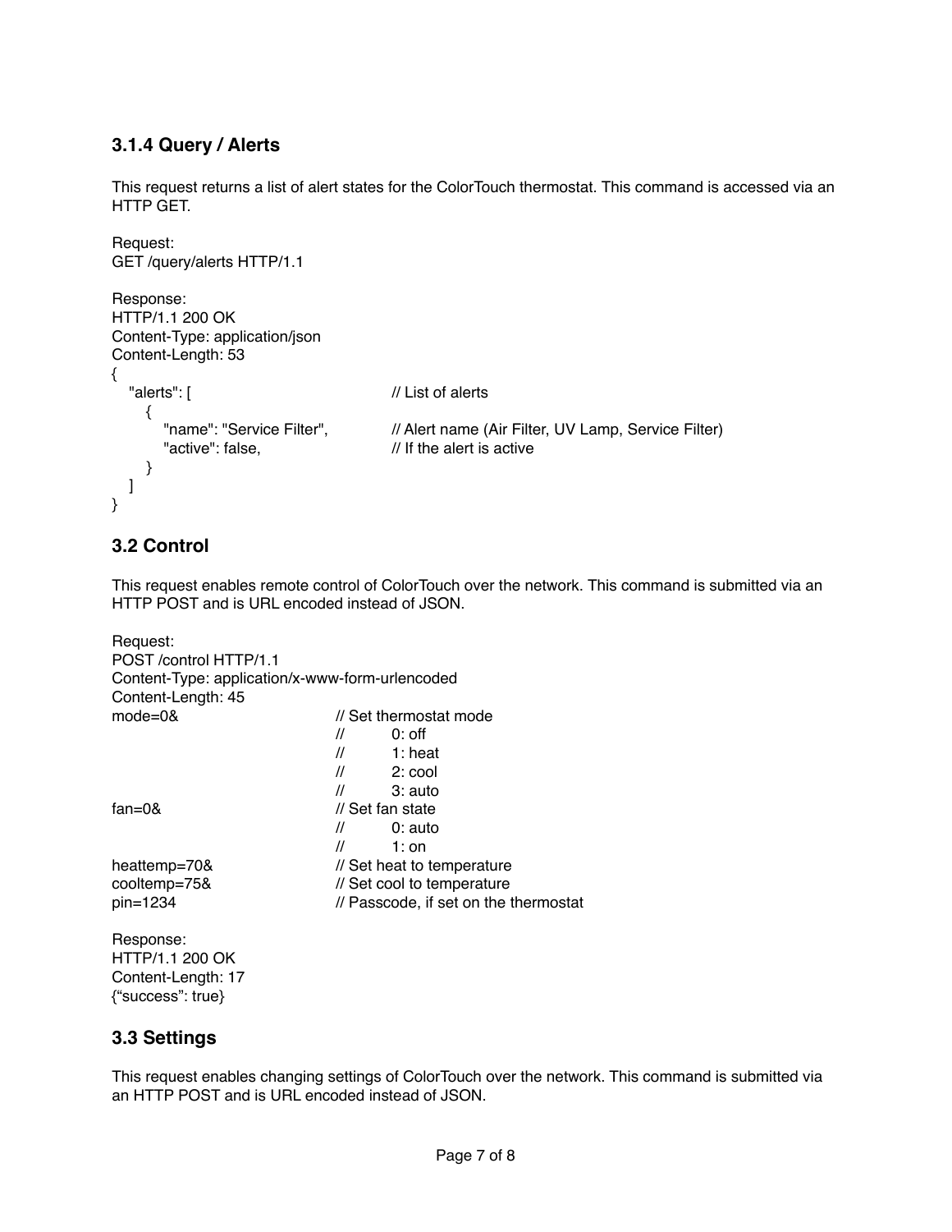### 3.1.4 Query / Alerts

This request returns a list of alert states for the ColorTouch thermostat. This command is accessed via an HTTP GET.

Request:
GET /query/alerts HTTP/1.1

Response:

```
HTTP/1.1 200 OK
Content-Type: application/json
Content-Length: 53
{
   "alerts": [                          // List of alerts
      {
         "name": "Service Filter",      // Alert name (Air Filter, UV Lamp, Service Filter)
         "active": false,               // If the alert is active
      }
   ]
}
```

## 3.2 Control

This request enables remote control of ColorTouch over the network. This command is submitted via an HTTP POST and is URL encoded instead of JSON.

Request:

```
POST /control HTTP/1.1
Content-Type: application/x-www-form-urlencoded
Content-Length: 45
mode=0&                // Set thermostat mode
                       //      0: off
                       //      1: heat
                       //      2: cool
                       //      3: auto
fan=0&                 // Set fan state
                       //      0: auto
                       //      1: on
heattemp=70&           // Set heat to temperature
cooltemp=75&           // Set cool to temperature
pin=1234               // Passcode, if set on the thermostat
```

Response:

```
HTTP/1.1 200 OK
Content-Length: 17
{“success”: true}
```

## 3.3 Settings

This request enables changing settings of ColorTouch over the network. This command is submitted via an HTTP POST and is URL encoded instead of JSON.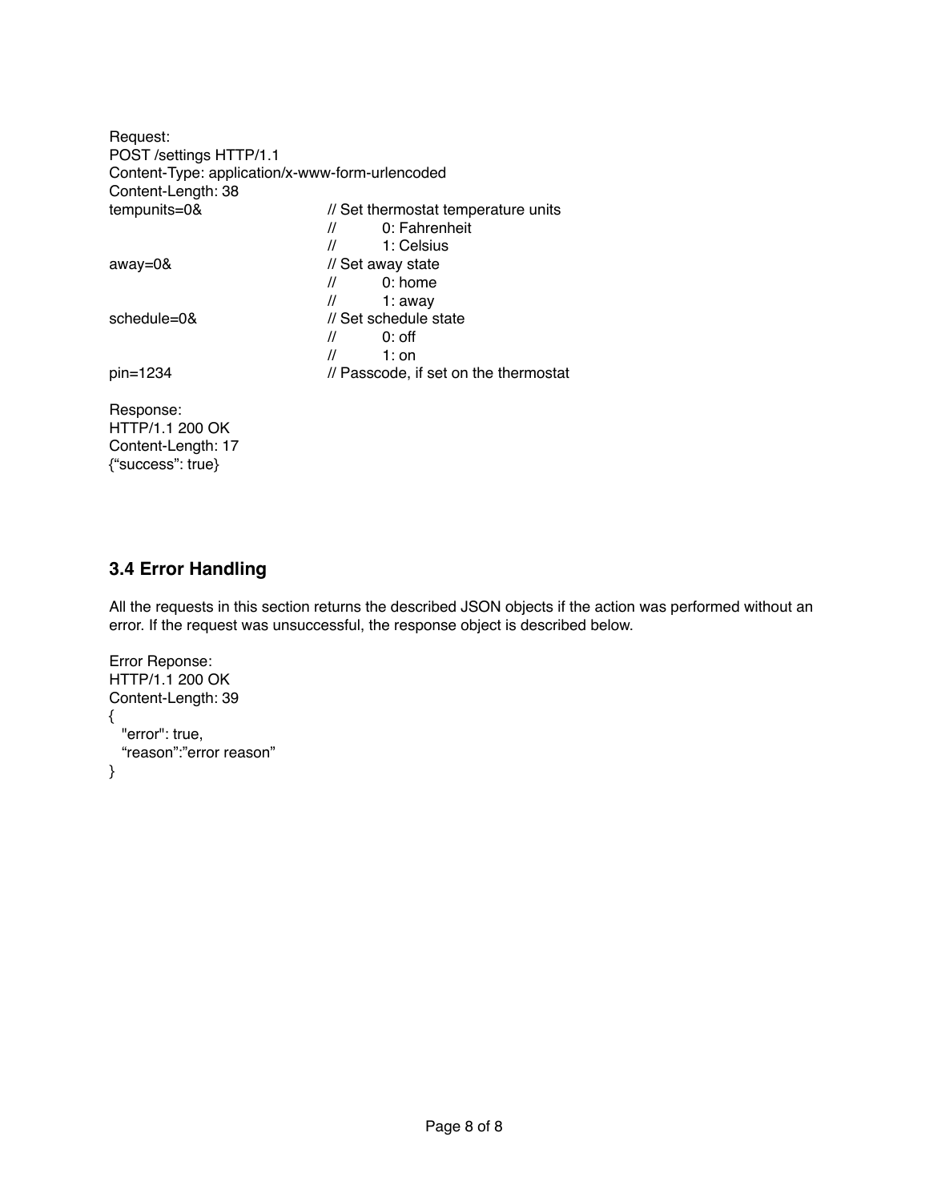Request:
POST /settings HTTP/1.1
Content-Type: application/x-www-form-urlencoded
Content-Length: 38

```
tempunits=0&        // Set thermostat temperature units
                    //      0: Fahrenheit
                    //      1: Celsius
away=0&             // Set away state
                    //      0: home
                    //      1: away
schedule=0&         // Set schedule state
                    //      0: off
                    //      1: on
pin=1234            // Passcode, if set on the thermostat
```

Response:
HTTP/1.1 200 OK
Content-Length: 17
{“success”: true}

### 3.4 Error Handling

All the requests in this section returns the described JSON objects if the action was performed without an error. If the request was unsuccessful, the response object is described below.

Error Reponse:
HTTP/1.1 200 OK
Content-Length: 39

```
{
   "error": true,
   “reason”:”error reason”
}
```